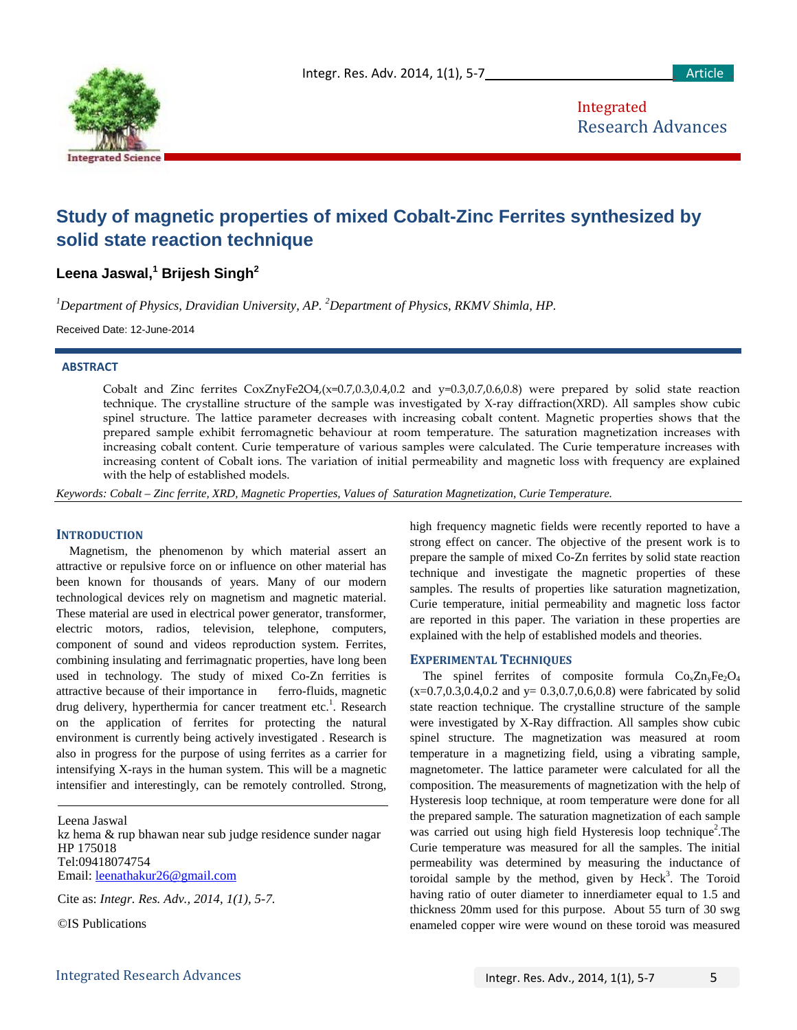# Study of magnetic properties of mixed Cobalt-Zinc Ferrites synthesized by solid state reaction technique

**Leena Jaswal,[1] Brijesh Singh[2]**

*[1]Department of Physics, Dravidian University, AP. [2]Department of Physics, RKMV Shimla, HP.*

Received Date: 12-June-2014

## ABSTRACT

Cobalt and Zinc ferrites CoxZnyFe2O4,(x=0.7,0.3,0.4,0.2 and y=0.3,0.7,0.6,0.8) were prepared by solid state reaction technique. The crystalline structure of the sample was investigated by X-ray diffraction(XRD). All samples show cubic spinel structure. The lattice parameter decreases with increasing cobalt content. Magnetic properties shows that the prepared sample exhibit ferromagnetic behaviour at room temperature. The saturation magnetization increases with increasing cobalt content. Curie temperature of various samples were calculated. The Curie temperature increases with increasing content of Cobalt ions. The variation of initial permeability and magnetic loss with frequency are explained with the help of established models.

*Keywords: Cobalt – Zinc ferrite, XRD, Magnetic Properties, Values of Saturation Magnetization, Curie Temperature.*

## INTRODUCTION

Magnetism, the phenomenon by which material assert an attractive or repulsive force on or influence on other material has been known for thousands of years. Many of our modern technological devices rely on magnetism and magnetic material. These material are used in electrical power generator, transformer, electric motors, radios, television, telephone, computers, component of sound and videos reproduction system. Ferrites, combining insulating and ferrimagnetic properties, have long been used in technology. The study of mixed Co-Zn ferrities is attractive because of their importance in ferro-fluids, magnetic drug delivery, hyperthermia for cancer treatment etc.[1]. Research on the application of ferrites for protecting the natural environment is currently being actively investigated . Research is also in progress for the purpose of using ferrites as a carrier for intensifying X-rays in the human system. This will be a magnetic intensifier and interestingly, can be remotely controlled. Strong, high frequency magnetic fields were recently reported to have a strong effect on cancer. The objective of the present work is to prepare the sample of mixed Co-Zn ferrites by solid state reaction technique and investigate the magnetic properties of these samples. The results of properties like saturation magnetization, Curie temperature, initial permeability and magnetic loss factor are reported in this paper. The variation in these properties are explained with the help of established models and theories.

Leena Jaswal
kz hema & rup bhawan near sub judge residence sunder nagar HP 175018
Tel:09418074754
Email: leenathakur26@gmail.com

Cite as: *Integr. Res. Adv., 2014, 1(1), 5-7.*

©IS Publications

## EXPERIMENTAL TECHNIQUES

The spinel ferrites of composite formula $Co_xZn_yFe_2O_4$ (x=0.7,0.3,0.4,0.2 and y= 0.3,0.7,0.6,0.8) were fabricated by solid state reaction technique. The crystalline structure of the sample were investigated by X-Ray diffraction. All samples show cubic spinel structure. The magnetization was measured at room temperature in a magnetizing field, using a vibrating sample, magnetometer. The lattice parameter were calculated for all the composition. The measurements of magnetization with the help of Hysteresis loop technique, at room temperature were done for all the prepared sample. The saturation magnetization of each sample was carried out using high field Hysteresis loop technique[2].The Curie temperature was measured for all the samples. The initial permeability was determined by measuring the inductance of toroidal sample by the method, given by Heck[3]. The Toroid having ratio of outer diameter to innerdiameter equal to 1.5 and thickness 20mm used for this purpose. About 55 turn of 30 swg enameled copper wire were wound on these toroid was measured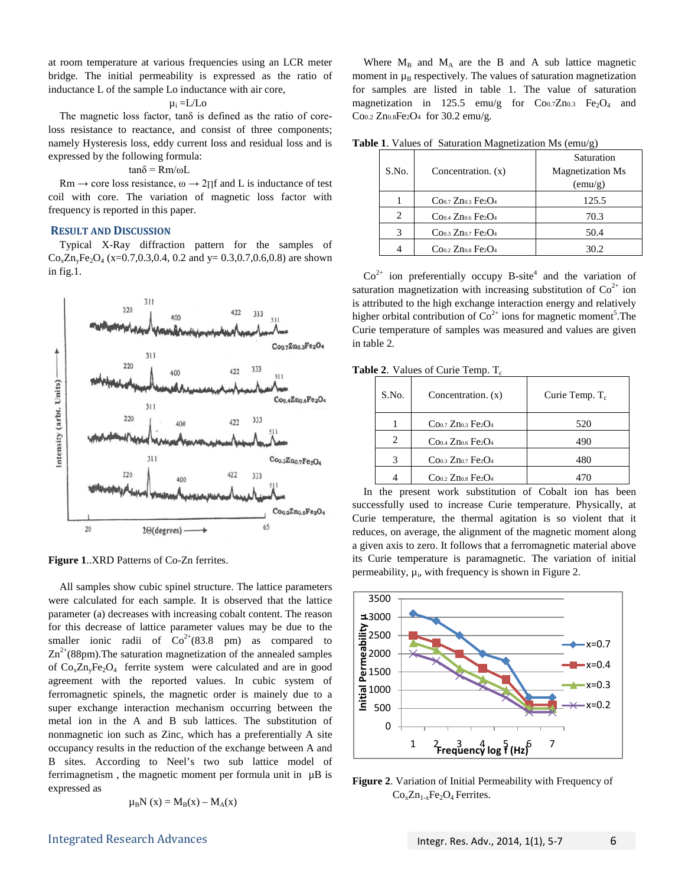at room temperature at various frequencies using an LCR meter bridge. The initial permeability is expressed as the ratio of inductance L of the sample Lo inductance with air core,

$$\mu_i = L/Lo$$

The magnetic loss factor, tanδ is defined as the ratio of core-loss resistance to reactance, and consist of three components; namely Hysteresis loss, eddy current loss and residual loss and is expressed by the following formula:

$$\tan\delta = Rm/\omega L$$

Rm → core loss resistance, ω → 2∏f and L is inductance of test coil with core. The variation of magnetic loss factor with frequency is reported in this paper.

## RESULT AND DISCUSSION

Typical X-Ray diffraction pattern for the samples of $Co_xZn_yFe_2O_4$ (x=0.7,0.3,0.4, 0.2 and y= 0.3,0.7,0.6,0.8) are shown in fig.1.

**Figure 1**..XRD Patterns of Co-Zn ferrites.

All samples show cubic spinel structure. The lattice parameters were calculated for each sample. It is observed that the lattice parameter (a) decreases with increasing cobalt content. The reason for this decrease of lattice parameter values may be due to the smaller ionic radii of $Co^{2+}$(83.8 pm) as compared to $Zn^{2+}$(88pm).The saturation magnetization of the annealed samples of $Co_xZn_yFe_2O_4$ ferrite system were calculated and are in good agreement with the reported values. In cubic system of ferromagnetic spinels, the magnetic order is mainly due to a super exchange interaction mechanism occurring between the metal ion in the A and B sub lattices. The substitution of nonmagnetic ion such as Zinc, which has a preferentially A site occupancy results in the reduction of the exchange between A and B sites. According to Neel's two sub lattice model of ferrimagnetism , the magnetic moment per formula unit in µB is expressed as

$$\mu_B N(x) = M_B(x) - M_A(x)$$

Where $M_B$ and $M_A$ are the B and A sub lattice magnetic moment in $\mu_B$ respectively. The values of saturation magnetization for samples are listed in table 1. The value of saturation magnetization in 125.5 emu/g for $Co_{0.7}Zn_{0.3}$ $Fe_2O_4$ and $Co_{0.2}$ $Zn_{0.8}Fe_2O_4$ for 30.2 emu/g.

**Table 1**. Values of Saturation Magnetization Ms (emu/g)

| S.No. | Concentration. (x) | Saturation Magnetization Ms (emu/g) |
|---|---|---|
| 1 | $Co_{0.7}$ $Zn_{0.3}$ $Fe_2O_4$ | 125.5 |
| 2 | $Co_{0.4}$ $Zn_{0.6}$ $Fe_2O_4$ | 70.3 |
| 3 | $Co_{0.3}$ $Zn_{0.7}$ $Fe_2O_4$ | 50.4 |
| 4 | $Co_{0.2}$ $Zn_{0.8}$ $Fe_2O_4$ | 30.2 |

$Co^{2+}$ ion preferentially occupy B-site[4] and the variation of saturation magnetization with increasing substitution of $Co^{2+}$ ion is attributed to the high exchange interaction energy and relatively higher orbital contribution of $Co^{2+}$ ions for magnetic moment[5].The Curie temperature of samples was measured and values are given in table 2.

**Table 2**. Values of Curie Temp. $T_c$

| S.No. | Concentration. (x) | Curie Temp. $T_c$ |
|---|---|---|
| 1 | $Co_{0.7}$ $Zn_{0.3}$ $Fe_2O_4$ | 520 |
| 2 | $Co_{0.4}$ $Zn_{0.6}$ $Fe_2O_4$ | 490 |
| 3 | $Co_{0.3}$ $Zn_{0.7}$ $Fe_2O_4$ | 480 |
| 4 | $Co_{0.2}$ $Zn_{0.8}$ $Fe_2O_4$ | 470 |

In the present work substitution of Cobalt ion has been successfully used to increase Curie temperature. Physically, at Curie temperature, the thermal agitation is so violent that it reduces, on average, the alignment of the magnetic moment along a given axis to zero. It follows that a ferromagnetic material above its Curie temperature is paramagnetic. The variation of initial permeability, $\mu_i$, with frequency is shown in Figure 2.

**Figure 2**. Variation of Initial Permeability with Frequency of $Co_xZn_{1-x}Fe_2O_4$ Ferrites.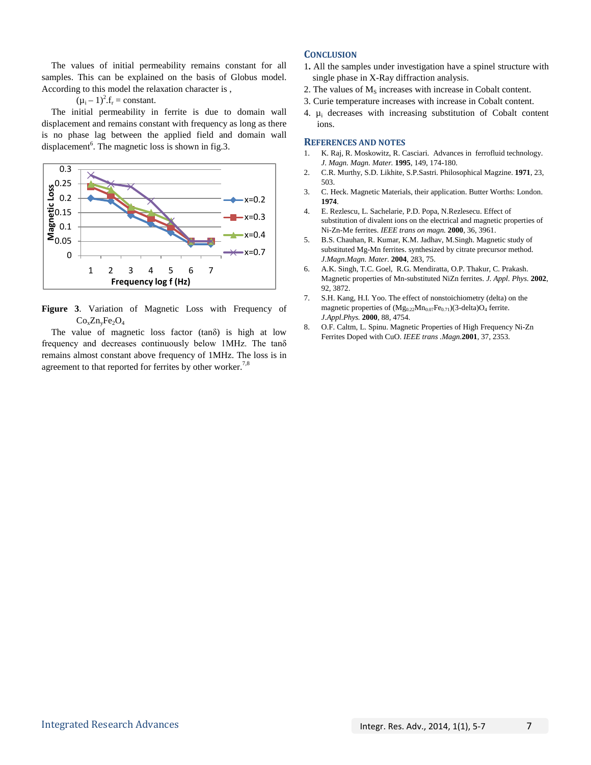The values of initial permeability remains constant for all samples. This can be explained on the basis of Globus model. According to this model the relaxation character is ,

$(\mu_i - 1)^2.f_r$ = constant.

The initial permeability in ferrite is due to domain wall displacement and remains constant with frequency as long as there is no phase lag between the applied field and domain wall displacement[6]. The magnetic loss is shown in fig.3.

0.3
0.25
0.2
0.15
0.1
0.05
0
Magnetic Loss
1 2 3 4 5 6 7
Frequency log f (Hz)
x=0.2
x=0.3
x=0.4
x=0.7

**Figure 3**. Variation of Magnetic Loss with Frequency of $Co_xZn_yFe_2O_4$

The value of magnetic loss factor (tanδ) is high at low frequency and decreases continuously below 1MHz. The tanδ remains almost constant above frequency of 1MHz. The loss is in agreement to that reported for ferrites by other worker.[7,8]

## Conclusion

1. All the samples under investigation have a spinel structure with single phase in X-Ray diffraction analysis.
2. The values of $M_S$ increases with increase in Cobalt content.
3. Curie temperature increases with increase in Cobalt content.
4. $\mu_i$ decreases with increasing substitution of Cobalt content ions.

## References and Notes

1. K. Raj, R. Moskowitz, R. Casciari. Advances in ferrofluid technology. *J. Magn. Magn. Mater.* **1995**, 149, 174-180.
2. C.R. Murthy, S.D. Likhite, S.P.Sastri. Philosophical Magzine. **1971**, 23, 503.
3. C. Heck. Magnetic Materials, their application. Butter Worths: London. **1974**.
4. E. Rezlescu, L. Sachelarie, P.D. Popa, N.Rezlesecu. Effect of substitution of divalent ions on the electrical and magnetic properties of Ni-Zn-Me ferrites. *IEEE trans on magn.* **2000**, 36, 3961.
5. B.S. Chauhan, R. Kumar, K.M. Jadhav, M.Singh. Magnetic study of substituted Mg-Mn ferrites. synthesized by citrate precursor method. *J.Magn.Magn. Mater.* **2004**, 283, 75.
6. A.K. Singh, T.C. Goel, R.G. Mendiratta, O.P. Thakur, C. Prakash. Magnetic properties of Mn-substituted NiZn ferrites. *J. Appl. Phys.* **2002**, 92, 3872.
7. S.H. Kang, H.I. Yoo. The effect of nonstoichiometry (delta) on the magnetic properties of $(Mg_{0.22}Mn_{0.07}Fe_{0.71})(3\text{-delta})O_4$ ferrite. *J.Appl.Phys.* **2000**, 88, 4754.
8. O.F. Caltm, L. Spinu. Magnetic Properties of High Frequency Ni-Zn Ferrites Doped with CuO. *IEEE trans .Magn.***2001**, 37, 2353.